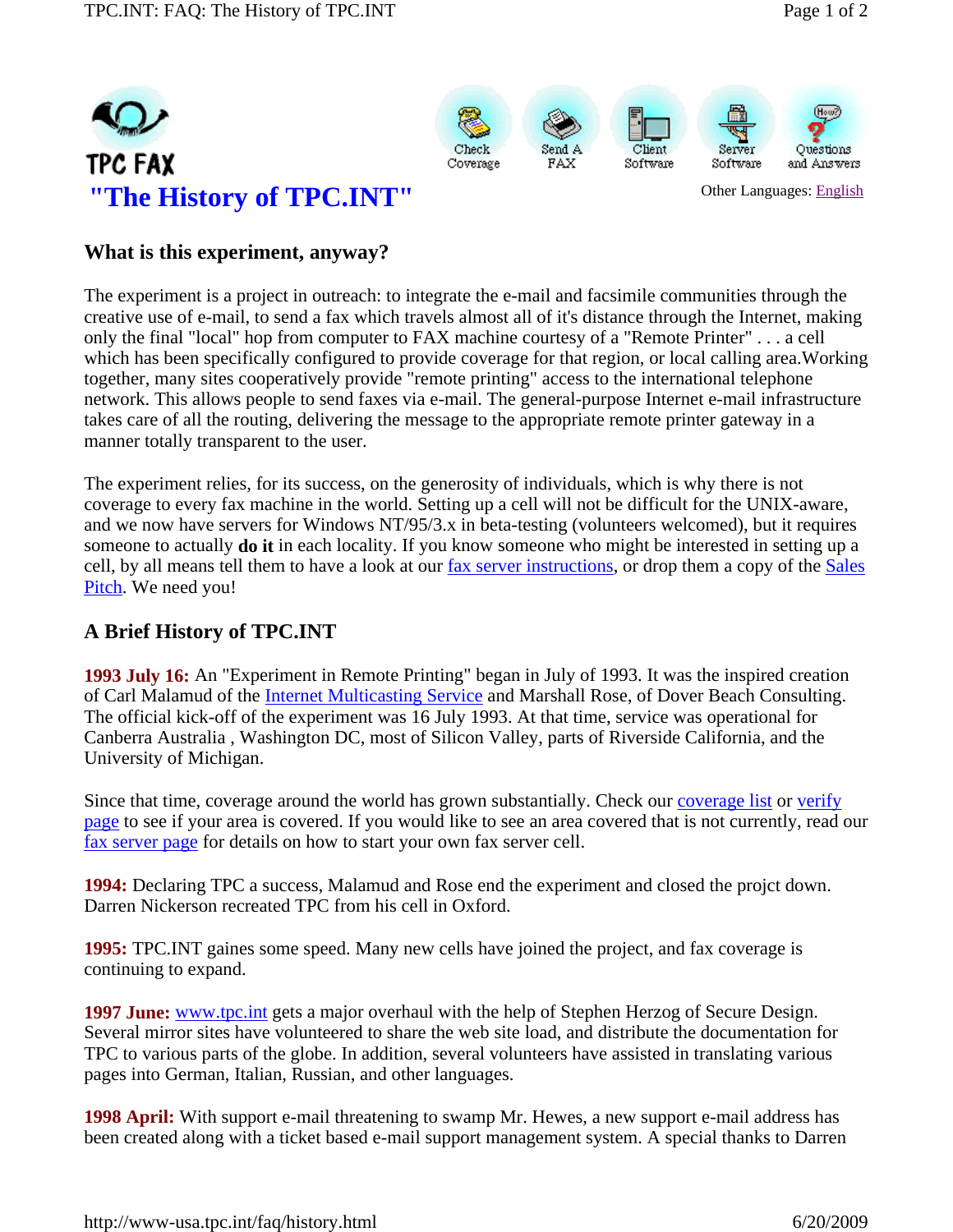TPC FAX

Check Coverage | Send A FAX | Client Software | Server Software | Questions and Answers

# "The History of TPC.INT"

Other Languages: English

## What is this experiment, anyway?

The experiment is a project in outreach: to integrate the e-mail and facsimile communities through the creative use of e-mail, to send a fax which travels almost all of it's distance through the Internet, making only the final "local" hop from computer to FAX machine courtesy of a "Remote Printer" . . . a cell which has been specifically configured to provide coverage for that region, or local calling area.Working together, many sites cooperatively provide "remote printing" access to the international telephone network. This allows people to send faxes via e-mail. The general-purpose Internet e-mail infrastructure takes care of all the routing, delivering the message to the appropriate remote printer gateway in a manner totally transparent to the user.

The experiment relies, for its success, on the generosity of individuals, which is why there is not coverage to every fax machine in the world. Setting up a cell will not be difficult for the UNIX-aware, and we now have servers for Windows NT/95/3.x in beta-testing (volunteers welcomed), but it requires someone to actually **do it** in each locality. If you know someone who might be interested in setting up a cell, by all means tell them to have a look at our fax server instructions, or drop them a copy of the Sales Pitch. We need you!

## A Brief History of TPC.INT

**1993 July 16:** An "Experiment in Remote Printing" began in July of 1993. It was the inspired creation of Carl Malamud of the Internet Multicasting Service and Marshall Rose, of Dover Beach Consulting. The official kick-off of the experiment was 16 July 1993. At that time, service was operational for Canberra Australia , Washington DC, most of Silicon Valley, parts of Riverside California, and the University of Michigan.

Since that time, coverage around the world has grown substantially. Check our coverage list or verify page to see if your area is covered. If you would like to see an area covered that is not currently, read our fax server page for details on how to start your own fax server cell.

**1994:** Declaring TPC a success, Malamud and Rose end the experiment and closed the projct down. Darren Nickerson recreated TPC from his cell in Oxford.

**1995:** TPC.INT gaines some speed. Many new cells have joined the project, and fax coverage is continuing to expand.

**1997 June:** www.tpc.int gets a major overhaul with the help of Stephen Herzog of Secure Design. Several mirror sites have volunteered to share the web site load, and distribute the documentation for TPC to various parts of the globe. In addition, several volunteers have assisted in translating various pages into German, Italian, Russian, and other languages.

**1998 April:** With support e-mail threatening to swamp Mr. Hewes, a new support e-mail address has been created along with a ticket based e-mail support management system. A special thanks to Darren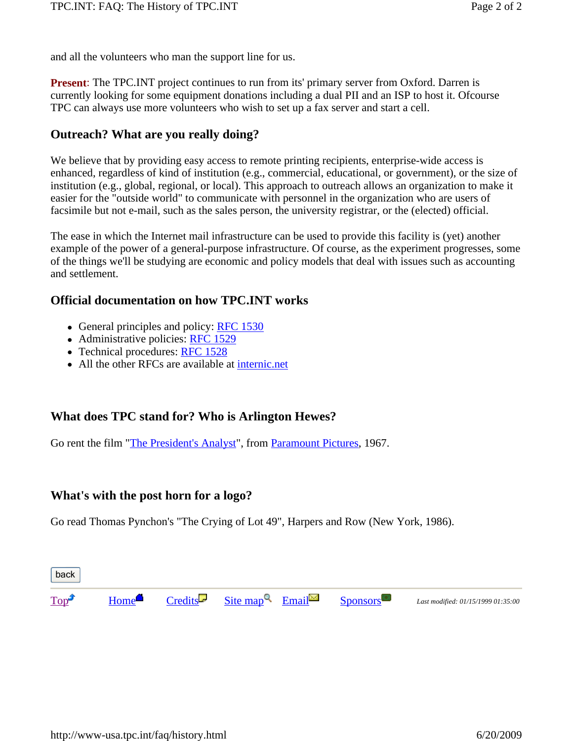and all the volunteers who man the support line for us.

**Present**: The TPC.INT project continues to run from its' primary server from Oxford. Darren is currently looking for some equipment donations including a dual PII and an ISP to host it. Ofcourse TPC can always use more volunteers who wish to set up a fax server and start a cell.

### Outreach? What are you really doing?

We believe that by providing easy access to remote printing recipients, enterprise-wide access is enhanced, regardless of kind of institution (e.g., commercial, educational, or government), or the size of institution (e.g., global, regional, or local). This approach to outreach allows an organization to make it easier for the "outside world" to communicate with personnel in the organization who are users of facsimile but not e-mail, such as the sales person, the university registrar, or the (elected) official.

The ease in which the Internet mail infrastructure can be used to provide this facility is (yet) another example of the power of a general-purpose infrastructure. Of course, as the experiment progresses, some of the things we'll be studying are economic and policy models that deal with issues such as accounting and settlement.

### Official documentation on how TPC.INT works

- General principles and policy: RFC 1530
- Administrative policies: RFC 1529
- Technical procedures: RFC 1528
- All the other RFCs are available at internic.net

### What does TPC stand for? Who is Arlington Hewes?

Go rent the film "The President's Analyst", from Paramount Pictures, 1967.

### What's with the post horn for a logo?

Go read Thomas Pynchon's "The Crying of Lot 49", Harpers and Row (New York, 1986).

back

Top | Home | Credits | Site map | Email | Sponsors

*Last modified: 01/15/1999 01:35:00*